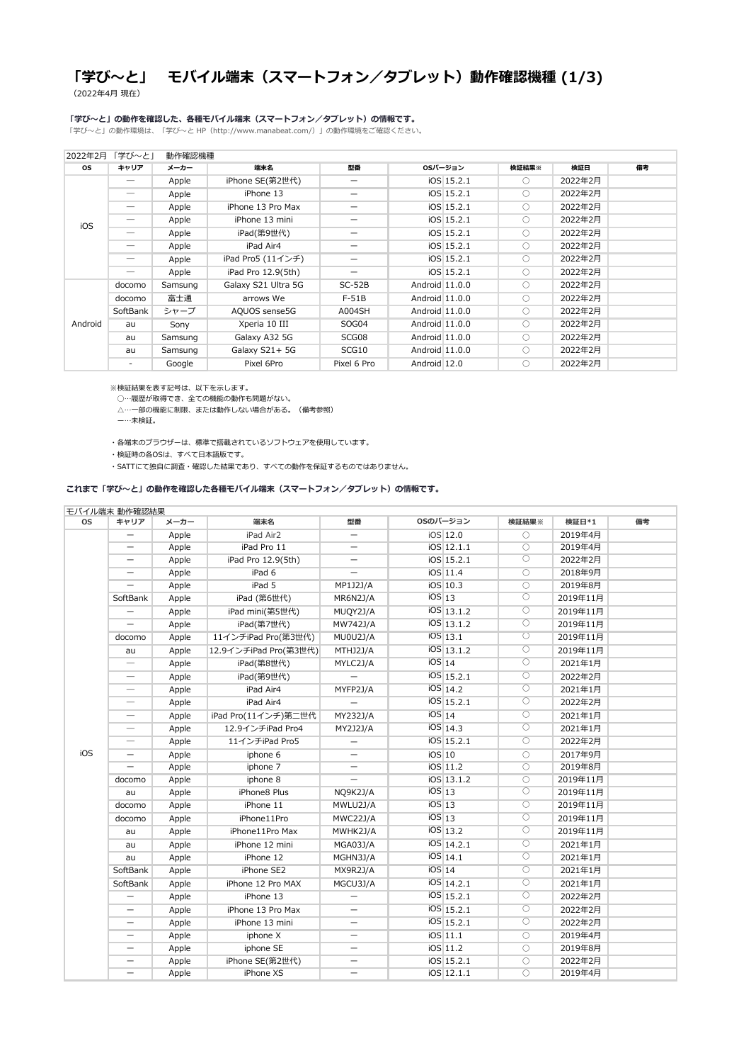# 「学び～と」　モバイル端末（スマートフォン／タブレット）動作確認機種 (1/3)

（2022年4月 現在）

**「学び～と」の動作を確認した、各種モバイル端末（スマートフォン／タブレット）の情報です。**

「学び～と」の動作環境は、「学び～と HP（http://www.manabeat.com/）」の動作環境をご確認ください。

2022年2月 「学び～と」　動作確認機種

| OS | キャリア | メーカー | 端末名 | 型番 | OSのバージョン | | 検証結果※ | 検証日 | 備考 |
|---|---|---|---|---|---|---|---|---|---|
| iOS | ― | Apple | iPhone SE(第2世代) | ― | iOS | 15.2.1 | ○ | 2022年2月 | |
| | ― | Apple | iPhone 13 | ― | iOS | 15.2.1 | ○ | 2022年2月 | |
| | ― | Apple | iPhone 13 Pro Max | ― | iOS | 15.2.1 | ○ | 2022年2月 | |
| | ― | Apple | iPhone 13 mini | ― | iOS | 15.2.1 | ○ | 2022年2月 | |
| | ― | Apple | iPad(第9世代) | ― | iOS | 15.2.1 | ○ | 2022年2月 | |
| | ― | Apple | iPad Air4 | ― | iOS | 15.2.1 | ○ | 2022年2月 | |
| | ― | Apple | iPad Pro5 (11インチ) | ― | iOS | 15.2.1 | ○ | 2022年2月 | |
| | ― | Apple | iPad Pro 12.9(5th) | ― | iOS | 15.2.1 | ○ | 2022年2月 | |
| Android | docomo | Samsung | Galaxy S21 Ultra 5G | SC-52B | Android | 11.0.0 | ○ | 2022年2月 | |
| | docomo | 富士通 | arrows We | F-51B | Android | 11.0.0 | ○ | 2022年2月 | |
| | SoftBank | シャープ | AQUOS sense5G | A004SH | Android | 11.0.0 | ○ | 2022年2月 | |
| | au | Sony | Xperia 10 III | SOG04 | Android | 11.0.0 | ○ | 2022年2月 | |
| | au | Samsung | Galaxy A32 5G | SCG08 | Android | 11.0.0 | ○ | 2022年2月 | |
| | au | Samsung | Galaxy S21+ 5G | SCG10 | Android | 11.0.0 | ○ | 2022年2月 | |
| | - | Google | Pixel 6Pro | Pixel 6 Pro | Android | 12.0 | ○ | 2022年2月 | |

※検証結果を表す記号は、以下を示します。
　○…履歴が取得でき、全ての機能の動作も問題がない。
　△…一部の機能に制限、または動作しない場合がある。（備考参照）
　ー…未検証。

・各端末のブラウザーは、標準で搭載されているソフトウェアを使用しています。
・検証時の各OSは、すべて日本語版です。
・SATTにて独自に調査・確認した結果であり、すべての動作を保証するものではありません。

**これまで「学び～と」の動作を確認した各種モバイル端末（スマートフォン／タブレット）の情報です。**

モバイル端末 動作確認結果

| OS | キャリア | メーカー | 端末名 | 型番 | OSのバージョン | | 検証結果※ | 検証日*1 | 備考 |
|---|---|---|---|---|---|---|---|---|---|
| iOS | ― | Apple | iPad Air2 | ― | iOS | 12.0 | ○ | 2019年4月 | |
| | ― | Apple | iPad Pro 11 | ― | iOS | 12.1.1 | ○ | 2019年4月 | |
| | ― | Apple | iPad Pro 12.9(5th) | ― | iOS | 15.2.1 | ○ | 2022年2月 | |
| | ― | Apple | iPad 6 | ― | iOS | 11.4 | ○ | 2018年9月 | |
| | ― | Apple | iPad 5 | MP1J2J/A | iOS | 10.3 | ○ | 2019年8月 | |
| | SoftBank | Apple | iPad (第6世代) | MR6N2J/A | iOS | 13 | ○ | 2019年11月 | |
| | ― | Apple | iPad mini(第5世代) | MUQY2J/A | iOS | 13.1.2 | ○ | 2019年11月 | |
| | ― | Apple | iPad(第7世代) | MW742J/A | iOS | 13.1.2 | ○ | 2019年11月 | |
| | docomo | Apple | 11インチiPad Pro(第3世代) | MU0U2J/A | iOS | 13.1 | ○ | 2019年11月 | |
| | au | Apple | 12.9インチiPad Pro(第3世代) | MTHJ2J/A | iOS | 13.1.2 | ○ | 2019年11月 | |
| | ― | Apple | iPad(第8世代) | MYLC2J/A | iOS | 14 | ○ | 2021年1月 | |
| | ― | Apple | iPad(第9世代) | ― | iOS | 15.2.1 | ○ | 2022年2月 | |
| | ― | Apple | iPad Air4 | MYFP2J/A | iOS | 14.2 | ○ | 2021年1月 | |
| | ― | Apple | iPad Air4 | ― | iOS | 15.2.1 | ○ | 2022年2月 | |
| | ― | Apple | iPad Pro(11インチ)第二世代 | MY232J/A | iOS | 14 | ○ | 2021年1月 | |
| | ― | Apple | 12.9インチiPad Pro4 | MY2J2J/A | iOS | 14.3 | ○ | 2021年1月 | |
| | ― | Apple | 11インチiPad Pro5 | ― | iOS | 15.2.1 | ○ | 2022年2月 | |
| | ― | Apple | iphone 6 | ― | iOS | 10 | ○ | 2017年9月 | |
| | ― | Apple | iphone 7 | ― | iOS | 11.2 | ○ | 2019年8月 | |
| | docomo | Apple | iphone 8 | ― | iOS | 13.1.2 | ○ | 2019年11月 | |
| | au | Apple | iPhone8 Plus | NQ9K2J/A | iOS | 13 | ○ | 2019年11月 | |
| | docomo | Apple | iPhone 11 | MWLU2J/A | iOS | 13 | ○ | 2019年11月 | |
| | docomo | Apple | iPhone11Pro | MWC22J/A | iOS | 13 | ○ | 2019年11月 | |
| | au | Apple | iPhone11Pro Max | MWHK2J/A | iOS | 13.2 | ○ | 2019年11月 | |
| | au | Apple | iPhone 12 mini | MGA03J/A | iOS | 14.2.1 | ○ | 2021年1月 | |
| | au | Apple | iPhone 12 | MGHN3J/A | iOS | 14.1 | ○ | 2021年1月 | |
| | SoftBank | Apple | iPhone SE2 | MX9R2J/A | iOS | 14 | ○ | 2021年1月 | |
| | SoftBank | Apple | iPhone 12 Pro MAX | MGCU3J/A | iOS | 14.2.1 | ○ | 2021年1月 | |
| | ― | Apple | iPhone 13 | ― | iOS | 15.2.1 | ○ | 2022年2月 | |
| | ― | Apple | iPhone 13 Pro Max | ― | iOS | 15.2.1 | ○ | 2022年2月 | |
| | ― | Apple | iPhone 13 mini | ― | iOS | 15.2.1 | ○ | 2022年2月 | |
| | ― | Apple | iphone X | ― | iOS | 11.1 | ○ | 2019年4月 | |
| | ― | Apple | iphone SE | ― | iOS | 11.2 | ○ | 2019年8月 | |
| | ― | Apple | iPhone SE(第2世代) | ― | iOS | 15.2.1 | ○ | 2022年2月 | |
| | ― | Apple | iPhone XS | ― | iOS | 12.1.1 | ○ | 2019年4月 | |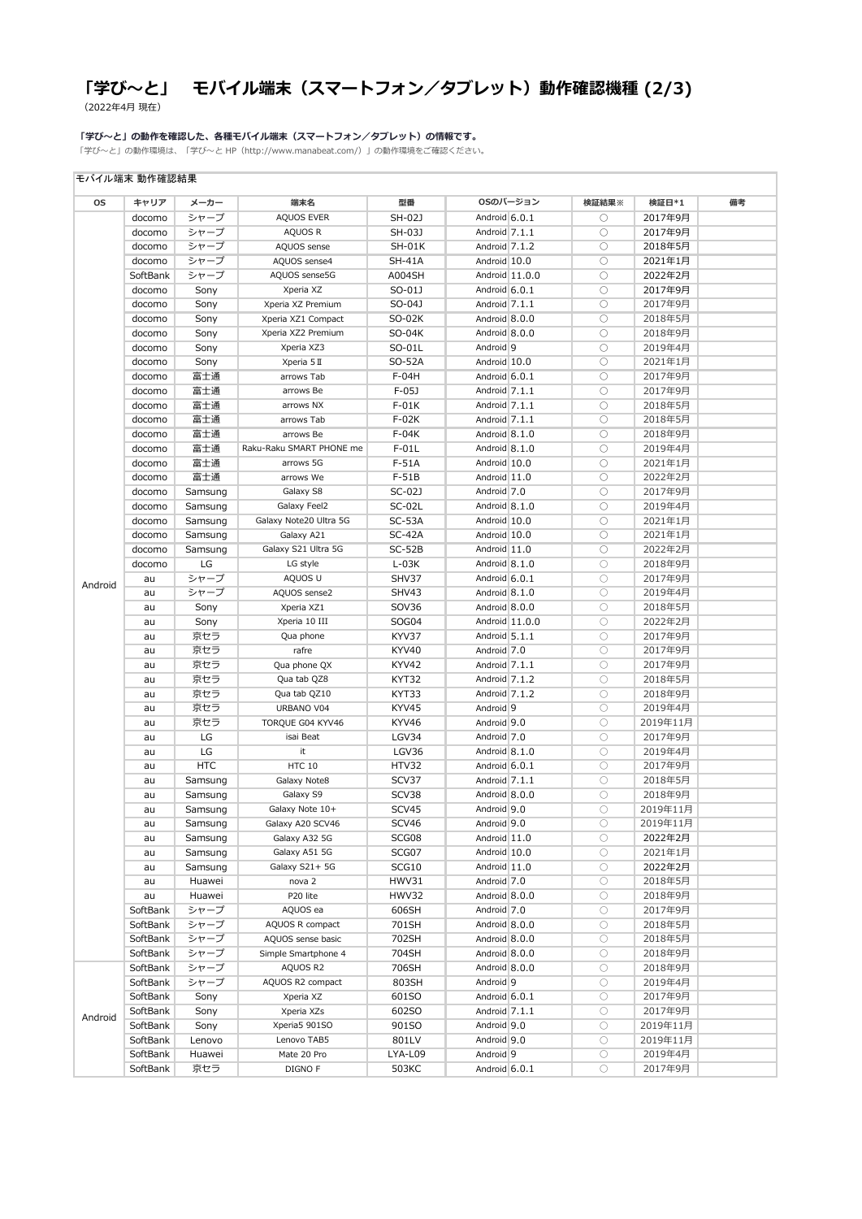# 「学び～と」　モバイル端末（スマートフォン／タブレット）動作確認機種 (2/3)

（2022年4月 現在）

**「学び～と」の動作を確認した、各種モバイル端末（スマートフォン／タブレット）の情報です。**

「学び～と」の動作環境は、「学び～と HP（http://www.manabeat.com/）」の動作環境をご確認ください。

モバイル端末 動作確認結果

| OS | キャリア | メーカー | 端末名 | 型番 | OSのバージョン | | 検証結果※ | 検証日*1 | 備考 |
|---|---|---|---|---|---|---|---|---|---|
| Android | docomo | シャープ | AQUOS EVER | SH-02J | Android | 6.0.1 | ○ | 2017年9月 | |
| | docomo | シャープ | AQUOS R | SH-03J | Android | 7.1.1 | ○ | 2017年9月 | |
| | docomo | シャープ | AQUOS sense | SH-01K | Android | 7.1.2 | ○ | 2018年5月 | |
| | docomo | シャープ | AQUOS sense4 | SH-41A | Android | 10.0 | ○ | 2021年1月 | |
| | SoftBank | シャープ | AQUOS sense5G | A004SH | Android | 11.0.0 | ○ | 2022年2月 | |
| | docomo | Sony | Xperia XZ | SO-01J | Android | 6.0.1 | ○ | 2017年9月 | |
| | docomo | Sony | Xperia XZ Premium | SO-04J | Android | 7.1.1 | ○ | 2017年9月 | |
| | docomo | Sony | Xperia XZ1 Compact | SO-02K | Android | 8.0.0 | ○ | 2018年5月 | |
| | docomo | Sony | Xperia XZ2 Premium | SO-04K | Android | 8.0.0 | ○ | 2018年9月 | |
| | docomo | Sony | Xperia XZ3 | SO-01L | Android | 9 | ○ | 2019年4月 | |
| | docomo | Sony | Xperia 5 Ⅱ | SO-52A | Android | 10.0 | ○ | 2021年1月 | |
| | docomo | 富士通 | arrows Tab | F-04H | Android | 6.0.1 | ○ | 2017年9月 | |
| | docomo | 富士通 | arrows Be | F-05J | Android | 7.1.1 | ○ | 2017年9月 | |
| | docomo | 富士通 | arrows NX | F-01K | Android | 7.1.1 | ○ | 2018年5月 | |
| | docomo | 富士通 | arrows Tab | F-02K | Android | 7.1.1 | ○ | 2018年5月 | |
| | docomo | 富士通 | arrows Be | F-04K | Android | 8.1.0 | ○ | 2018年9月 | |
| | docomo | 富士通 | Raku-Raku SMART PHONE me | F-01L | Android | 8.1.0 | ○ | 2019年4月 | |
| | docomo | 富士通 | arrows 5G | F-51A | Android | 10.0 | ○ | 2021年1月 | |
| | docomo | 富士通 | arrows We | F-51B | Android | 11.0 | ○ | 2022年2月 | |
| | docomo | Samsung | Galaxy S8 | SC-02J | Android | 7.0 | ○ | 2017年9月 | |
| | docomo | Samsung | Galaxy Feel2 | SC-02L | Android | 8.1.0 | ○ | 2019年4月 | |
| | docomo | Samsung | Galaxy Note20 Ultra 5G | SC-53A | Android | 10.0 | ○ | 2021年1月 | |
| | docomo | Samsung | Galaxy A21 | SC-42A | Android | 10.0 | ○ | 2021年1月 | |
| | docomo | Samsung | Galaxy S21 Ultra 5G | SC-52B | Android | 11.0 | ○ | 2022年2月 | |
| | docomo | LG | LG style | L-03K | Android | 8.1.0 | ○ | 2018年9月 | |
| | au | シャープ | AQUOS U | SHV37 | Android | 6.0.1 | ○ | 2017年9月 | |
| | au | シャープ | AQUOS sense2 | SHV43 | Android | 8.1.0 | ○ | 2019年4月 | |
| | au | Sony | Xperia XZ1 | SOV36 | Android | 8.0.0 | ○ | 2018年5月 | |
| | au | Sony | Xperia 10 III | SOG04 | Android | 11.0.0 | ○ | 2022年2月 | |
| | au | 京セラ | Qua phone | KYV37 | Android | 5.1.1 | ○ | 2017年9月 | |
| | au | 京セラ | rafre | KYV40 | Android | 7.0 | ○ | 2017年9月 | |
| | au | 京セラ | Qua phone QX | KYV42 | Android | 7.1.1 | ○ | 2017年9月 | |
| | au | 京セラ | Qua tab QZ8 | KYT32 | Android | 7.1.2 | ○ | 2018年5月 | |
| | au | 京セラ | Qua tab QZ10 | KYT33 | Android | 7.1.2 | ○ | 2018年9月 | |
| | au | 京セラ | URBANO V04 | KYV45 | Android | 9 | ○ | 2019年4月 | |
| | au | 京セラ | TORQUE G04 KYV46 | KYV46 | Android | 9.0 | ○ | 2019年11月 | |
| | au | LG | isai Beat | LGV34 | Android | 7.0 | ○ | 2017年9月 | |
| | au | LG | it | LGV36 | Android | 8.1.0 | ○ | 2019年4月 | |
| | au | HTC | HTC 10 | HTV32 | Android | 6.0.1 | ○ | 2017年9月 | |
| | au | Samsung | Galaxy Note8 | SCV37 | Android | 7.1.1 | ○ | 2018年5月 | |
| | au | Samsung | Galaxy S9 | SCV38 | Android | 8.0.0 | ○ | 2018年9月 | |
| | au | Samsung | Galaxy Note 10+ | SCV45 | Android | 9.0 | ○ | 2019年11月 | |
| | au | Samsung | Galaxy A20 SCV46 | SCV46 | Android | 9.0 | ○ | 2019年11月 | |
| | au | Samsung | Galaxy A32 5G | SCG08 | Android | 11.0 | ○ | 2022年2月 | |
| | au | Samsung | Galaxy A51 5G | SCG07 | Android | 10.0 | ○ | 2021年1月 | |
| | au | Samsung | Galaxy S21+ 5G | SCG10 | Android | 11.0 | ○ | 2022年2月 | |
| | au | Huawei | nova 2 | HWV31 | Android | 7.0 | ○ | 2018年5月 | |
| | au | Huawei | P20 lite | HWV32 | Android | 8.0.0 | ○ | 2018年9月 | |
| | SoftBank | シャープ | AQUOS ea | 606SH | Android | 7.0 | ○ | 2017年9月 | |
| | SoftBank | シャープ | AQUOS R compact | 701SH | Android | 8.0.0 | ○ | 2018年5月 | |
| | SoftBank | シャープ | AQUOS sense basic | 702SH | Android | 8.0.0 | ○ | 2018年5月 | |
| | SoftBank | シャープ | Simple Smartphone 4 | 704SH | Android | 8.0.0 | ○ | 2018年9月 | |
| Android | SoftBank | シャープ | AQUOS R2 | 706SH | Android | 8.0.0 | ○ | 2018年9月 | |
| | SoftBank | シャープ | AQUOS R2 compact | 803SH | Android | 9 | ○ | 2019年4月 | |
| | SoftBank | Sony | Xperia XZ | 601SO | Android | 6.0.1 | ○ | 2017年9月 | |
| | SoftBank | Sony | Xperia XZs | 602SO | Android | 7.1.1 | ○ | 2017年9月 | |
| | SoftBank | Sony | Xperia5 901SO | 901SO | Android | 9.0 | ○ | 2019年11月 | |
| | SoftBank | Lenovo | Lenovo TAB5 | 801LV | Android | 9.0 | ○ | 2019年11月 | |
| | SoftBank | Huawei | Mate 20 Pro | LYA-L09 | Android | 9 | ○ | 2019年4月 | |
| | SoftBank | 京セラ | DIGNO F | 503KC | Android | 6.0.1 | ○ | 2017年9月 | |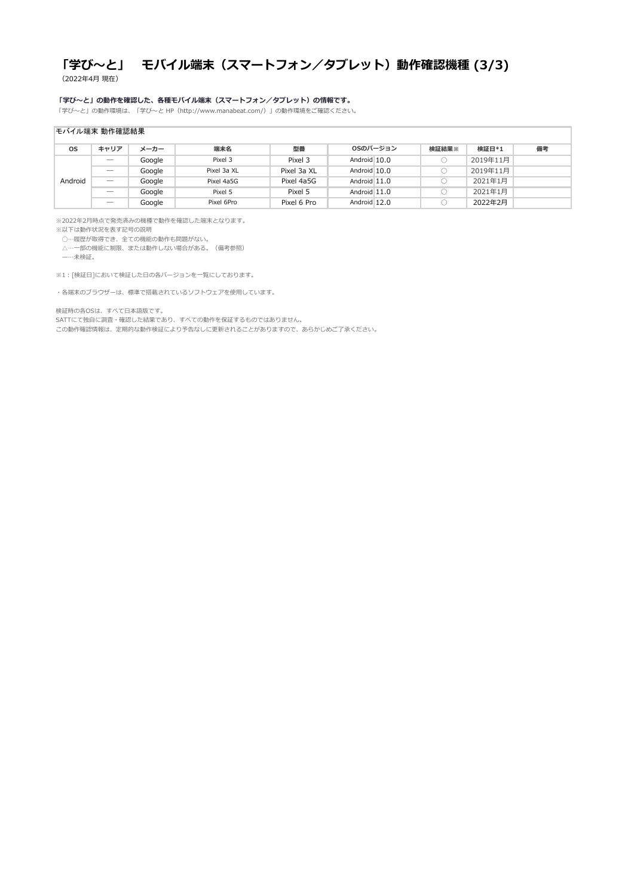# 「学び〜と」　モバイル端末（スマートフォン／タブレット）動作確認機種 (3/3)

（2022年4月 現在）

**「学び〜と」の動作を確認した、各種モバイル端末（スマートフォン／タブレット）の情報です。**

「学び〜と」の動作環境は、「学び〜と HP（http://www.manabeat.com/）」の動作環境をご確認ください。

モバイル端末 動作確認結果

| OS | キャリア | メーカー | 端末名 | 型番 | OSのバージョン | | 検証結果※ | 検証日*1 | 備考 |
|---|---|---|---|---|---|---|---|---|---|
| Android | ― | Google | Pixel 3 | Pixel 3 | Android | 10.0 | ○ | 2019年11月 | |
| | ― | Google | Pixel 3a XL | Pixel 3a XL | Android | 10.0 | ○ | 2019年11月 | |
| | ― | Google | Pixel 4a5G | Pixel 4a5G | Android | 11.0 | ○ | 2021年1月 | |
| | ― | Google | Pixel 5 | Pixel 5 | Android | 11.0 | ○ | 2021年1月 | |
| | ― | Google | Pixel 6Pro | Pixel 6 Pro | Android | 12.0 | ○ | 2022年2月 | |

※2022年2月時点で発売済みの機種で動作を確認した端末となります。

※以下は動作状況を表す記号の説明

○…履歴が取得でき、全ての機能の動作も問題がない。

△…一部の機能に制限、または動作しない場合がある。（備考参照）

ー…未検証。

※1：[検証日]において検証した日の各バージョンを一覧にしております。

・各端末のブラウザーは、標準で搭載されているソフトウェアを使用しています。

検証時の各OSは、すべて日本語版です。

SATTにて独自に調査・確認した結果であり、すべての動作を保証するものではありません。

この動作確認情報は、定期的な動作検証により予告なしに更新されることがありますので、あらかじめご了承ください。